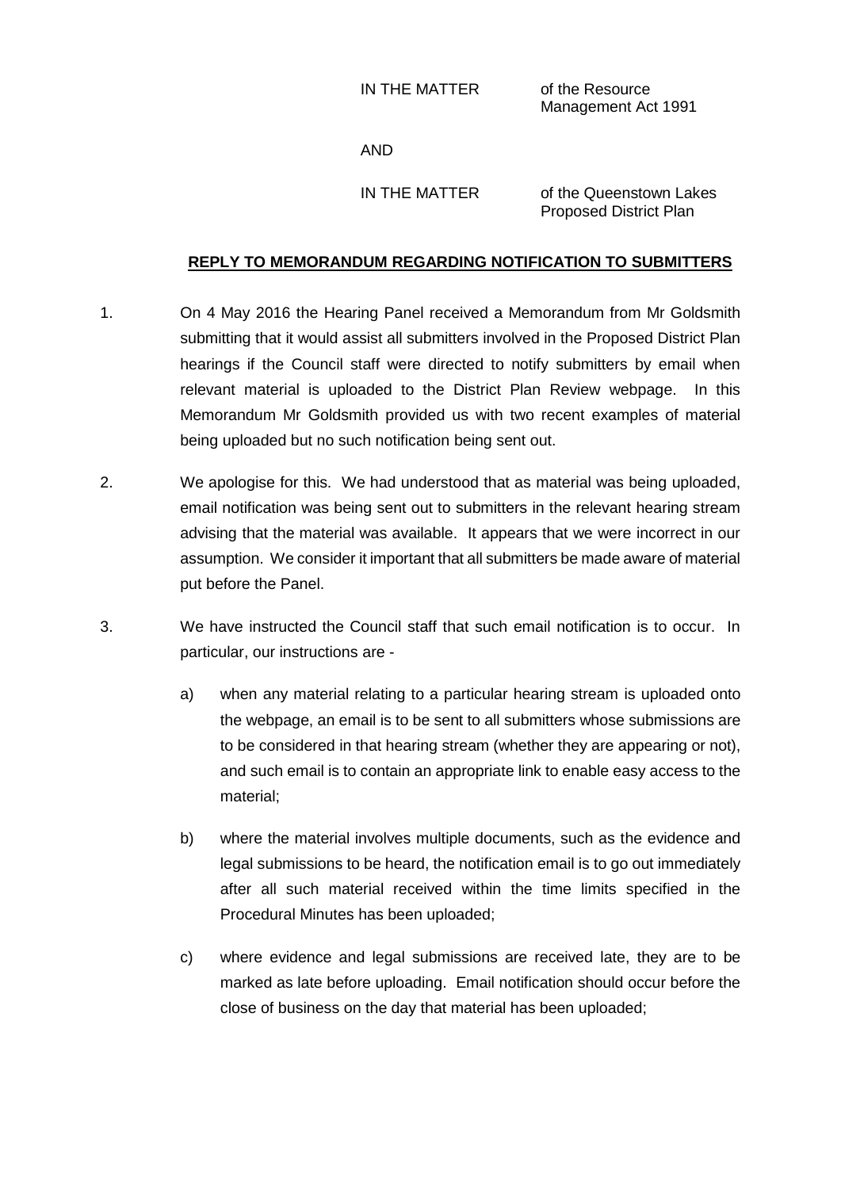IN THE MATTER of the Resource Management Act 1991

AND

IN THE MATTER of the Queenstown Lakes Proposed District Plan

**REPLY TO MEMORANDUM REGARDING NOTIFICATION TO SUBMITTERS**

1. On 4 May 2016 the Hearing Panel received a Memorandum from Mr Goldsmith submitting that it would assist all submitters involved in the Proposed District Plan hearings if the Council staff were directed to notify submitters by email when relevant material is uploaded to the District Plan Review webpage. In this Memorandum Mr Goldsmith provided us with two recent examples of material being uploaded but no such notification being sent out.

2. We apologise for this. We had understood that as material was being uploaded, email notification was being sent out to submitters in the relevant hearing stream advising that the material was available. It appears that we were incorrect in our assumption. We consider it important that all submitters be made aware of material put before the Panel.

3. We have instructed the Council staff that such email notification is to occur. In particular, our instructions are -

   a) when any material relating to a particular hearing stream is uploaded onto the webpage, an email is to be sent to all submitters whose submissions are to be considered in that hearing stream (whether they are appearing or not), and such email is to contain an appropriate link to enable easy access to the material;

   b) where the material involves multiple documents, such as the evidence and legal submissions to be heard, the notification email is to go out immediately after all such material received within the time limits specified in the Procedural Minutes has been uploaded;

   c) where evidence and legal submissions are received late, they are to be marked as late before uploading. Email notification should occur before the close of business on the day that material has been uploaded;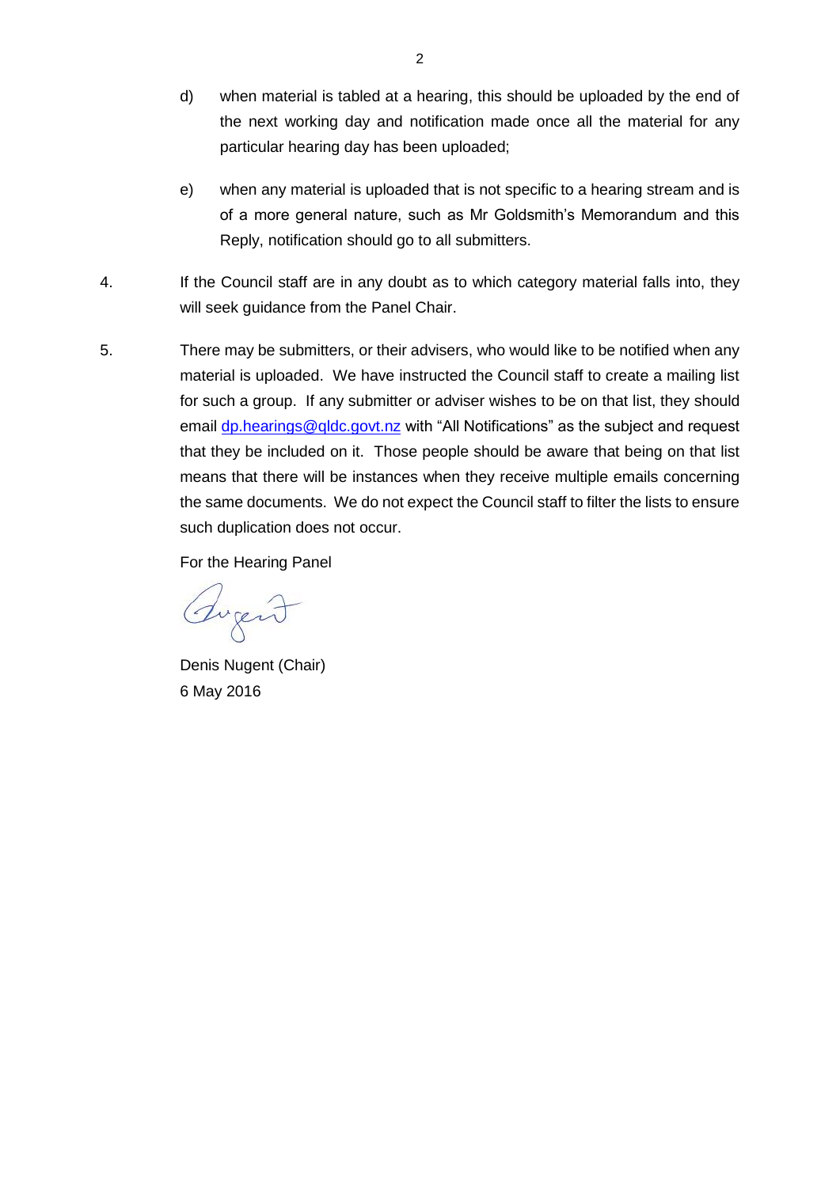d) when material is tabled at a hearing, this should be uploaded by the end of the next working day and notification made once all the material for any particular hearing day has been uploaded;

e) when any material is uploaded that is not specific to a hearing stream and is of a more general nature, such as Mr Goldsmith's Memorandum and this Reply, notification should go to all submitters.

4. If the Council staff are in any doubt as to which category material falls into, they will seek guidance from the Panel Chair.

5. There may be submitters, or their advisers, who would like to be notified when any material is uploaded. We have instructed the Council staff to create a mailing list for such a group. If any submitter or adviser wishes to be on that list, they should email [dp.hearings@qldc.govt.nz](mailto:dp.hearings@qldc.govt.nz) with "All Notifications" as the subject and request that they be included on it. Those people should be aware that being on that list means that there will be instances when they receive multiple emails concerning the same documents. We do not expect the Council staff to filter the lists to ensure such duplication does not occur.

For the Hearing Panel

Denis Nugent (Chair)
6 May 2016